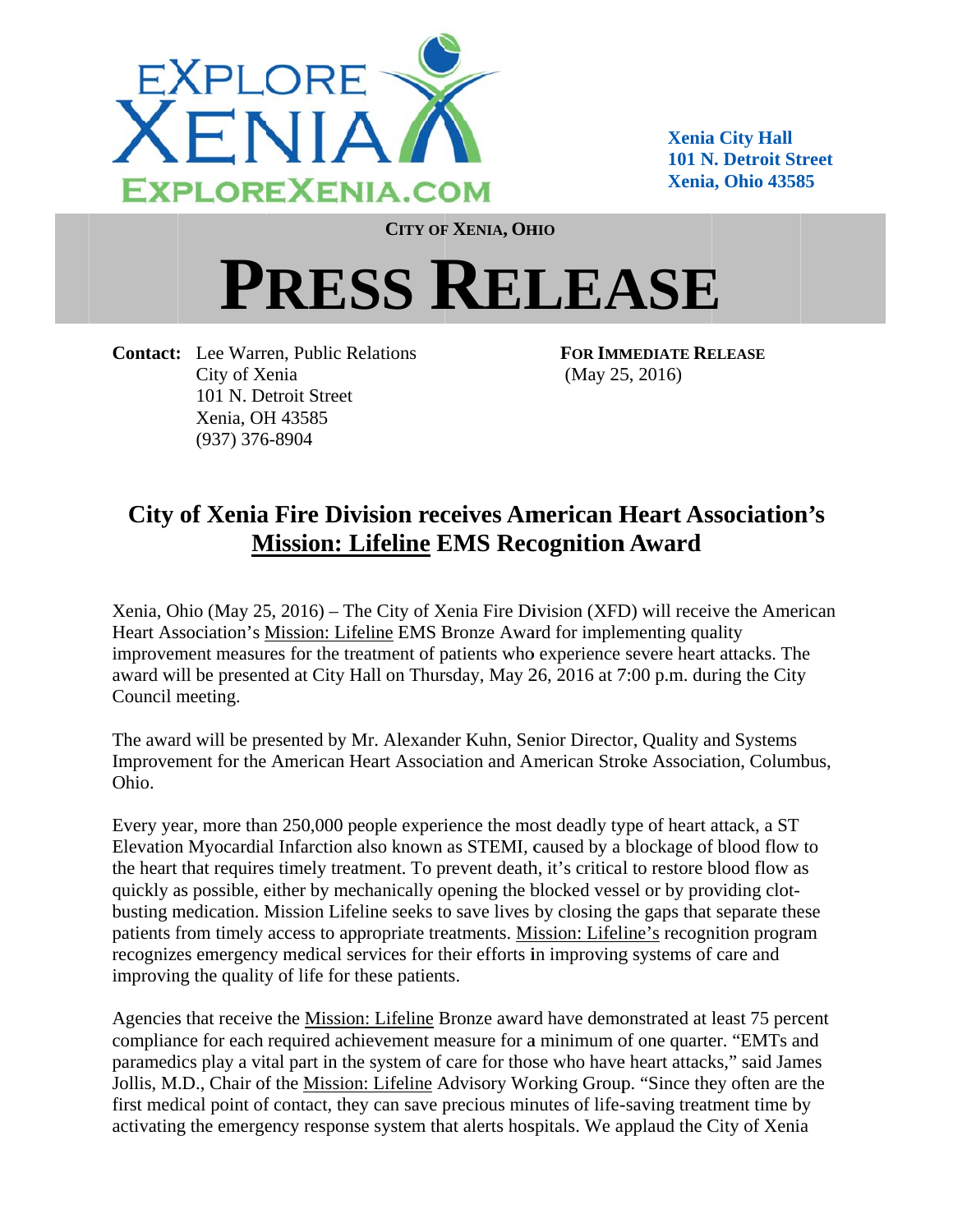EXPLORE XENIA
EXPLOREXENIA.COM

**Xenia City Hall**
**101 N. Detroit Street**
**Xenia, Ohio 43585**

**CITY OF XENIA, OHIO**

# PRESS RELEASE

**Contact:** Lee Warren, Public Relations
City of Xenia
101 N. Detroit Street
Xenia, OH 43585
(937) 376-8904

**FOR IMMEDIATE RELEASE**
(May 25, 2016)

## City of Xenia Fire Division receives American Heart Association's Mission: Lifeline EMS Recognition Award

Xenia, Ohio (May 25, 2016) – The City of Xenia Fire Division (XFD) will receive the American Heart Association's Mission: Lifeline EMS Bronze Award for implementing quality improvement measures for the treatment of patients who experience severe heart attacks. The award will be presented at City Hall on Thursday, May 26, 2016 at 7:00 p.m. during the City Council meeting.

The award will be presented by Mr. Alexander Kuhn, Senior Director, Quality and Systems Improvement for the American Heart Association and American Stroke Association, Columbus, Ohio.

Every year, more than 250,000 people experience the most deadly type of heart attack, a ST Elevation Myocardial Infarction also known as STEMI, caused by a blockage of blood flow to the heart that requires timely treatment. To prevent death, it's critical to restore blood flow as quickly as possible, either by mechanically opening the blocked vessel or by providing clot-busting medication. Mission Lifeline seeks to save lives by closing the gaps that separate these patients from timely access to appropriate treatments. Mission: Lifeline's recognition program recognizes emergency medical services for their efforts in improving systems of care and improving the quality of life for these patients.

Agencies that receive the Mission: Lifeline Bronze award have demonstrated at least 75 percent compliance for each required achievement measure for a minimum of one quarter. "EMTs and paramedics play a vital part in the system of care for those who have heart attacks," said James Jollis, M.D., Chair of the Mission: Lifeline Advisory Working Group. "Since they often are the first medical point of contact, they can save precious minutes of life-saving treatment time by activating the emergency response system that alerts hospitals. We applaud the City of Xenia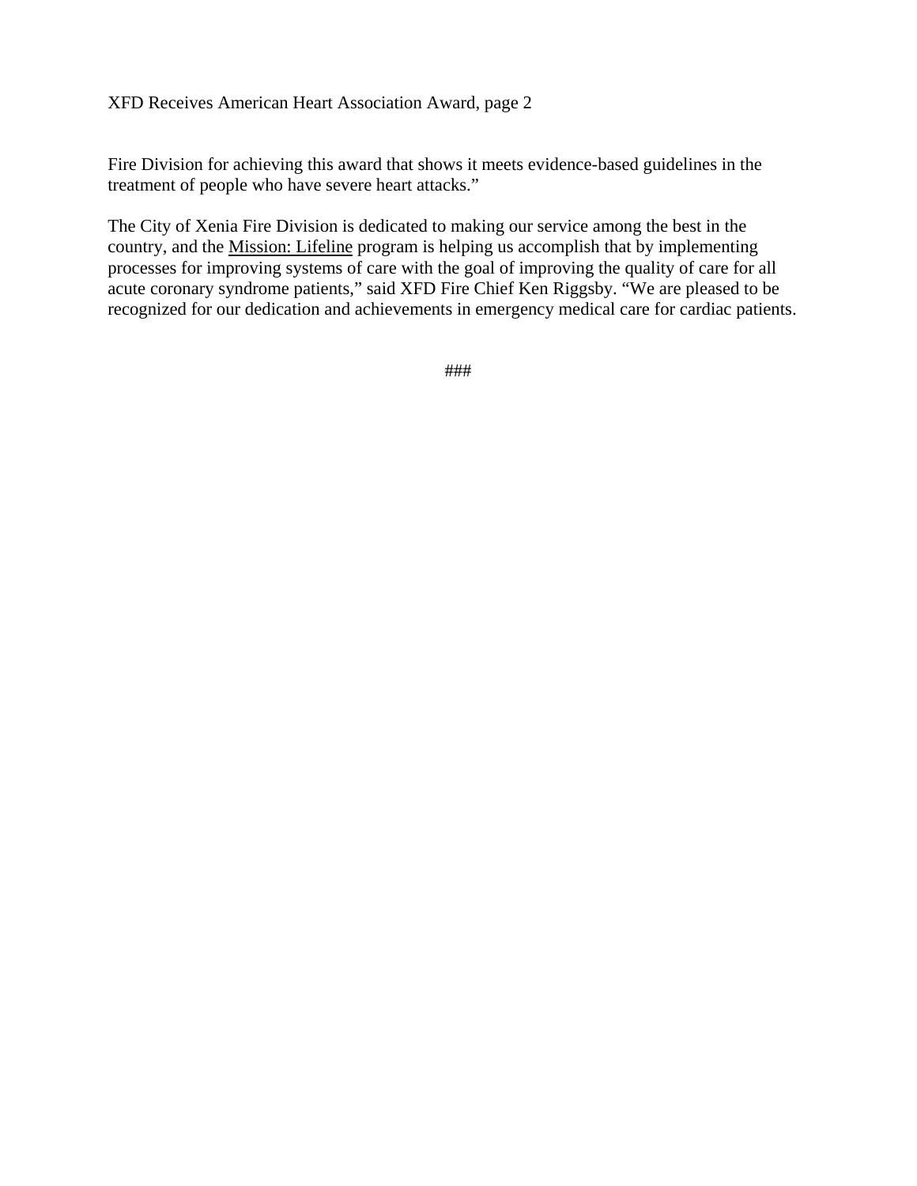Fire Division for achieving this award that shows it meets evidence-based guidelines in the treatment of people who have severe heart attacks."

The City of Xenia Fire Division is dedicated to making our service among the best in the country, and the Mission: Lifeline program is helping us accomplish that by implementing processes for improving systems of care with the goal of improving the quality of care for all acute coronary syndrome patients," said XFD Fire Chief Ken Riggsby. "We are pleased to be recognized for our dedication and achievements in emergency medical care for cardiac patients.

###